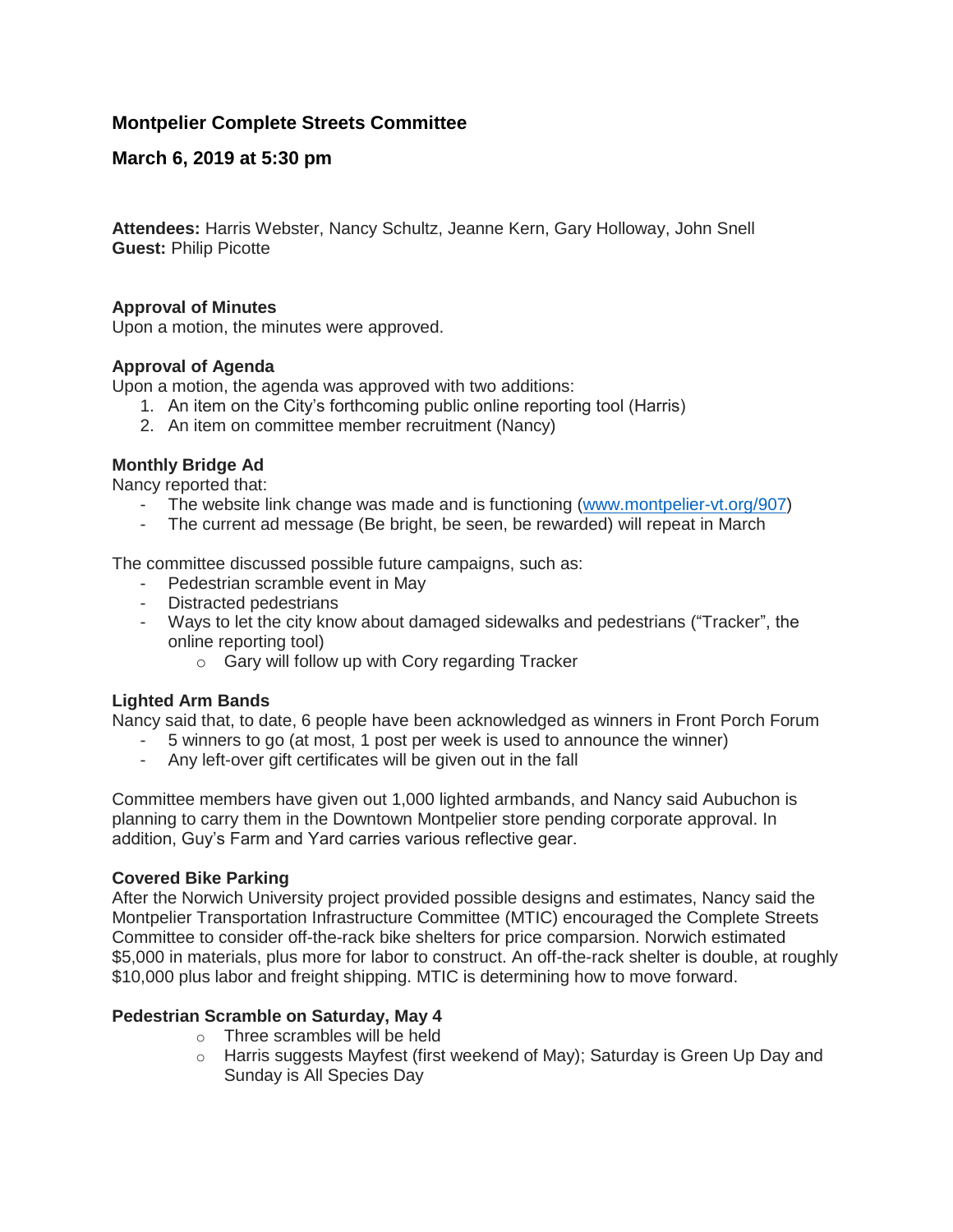## Montpelier Complete Streets Committee

## March 6, 2019 at 5:30 pm

**Attendees:** Harris Webster, Nancy Schultz, Jeanne Kern, Gary Holloway, John Snell
**Guest:** Philip Picotte

**Approval of Minutes**
Upon a motion, the minutes were approved.

**Approval of Agenda**
Upon a motion, the agenda was approved with two additions:

1. An item on the City's forthcoming public online reporting tool (Harris)
2. An item on committee member recruitment (Nancy)

**Monthly Bridge Ad**
Nancy reported that:

- The website link change was made and is functioning (www.montpelier-vt.org/907)
- The current ad message (Be bright, be seen, be rewarded) will repeat in March

The committee discussed possible future campaigns, such as:

- Pedestrian scramble event in May
- Distracted pedestrians
- Ways to let the city know about damaged sidewalks and pedestrians ("Tracker", the online reporting tool)
    - Gary will follow up with Cory regarding Tracker

**Lighted Arm Bands**
Nancy said that, to date, 6 people have been acknowledged as winners in Front Porch Forum

- 5 winners to go (at most, 1 post per week is used to announce the winner)
- Any left-over gift certificates will be given out in the fall

Committee members have given out 1,000 lighted armbands, and Nancy said Aubuchon is planning to carry them in the Downtown Montpelier store pending corporate approval. In addition, Guy's Farm and Yard carries various reflective gear.

**Covered Bike Parking**
After the Norwich University project provided possible designs and estimates, Nancy said the Montpelier Transportation Infrastructure Committee (MTIC) encouraged the Complete Streets Committee to consider off-the-rack bike shelters for price comparsion. Norwich estimated $5,000 in materials, plus more for labor to construct. An off-the-rack shelter is double, at roughly $10,000 plus labor and freight shipping. MTIC is determining how to move forward.

**Pedestrian Scramble on Saturday, May 4**

- Three scrambles will be held
- Harris suggests Mayfest (first weekend of May); Saturday is Green Up Day and Sunday is All Species Day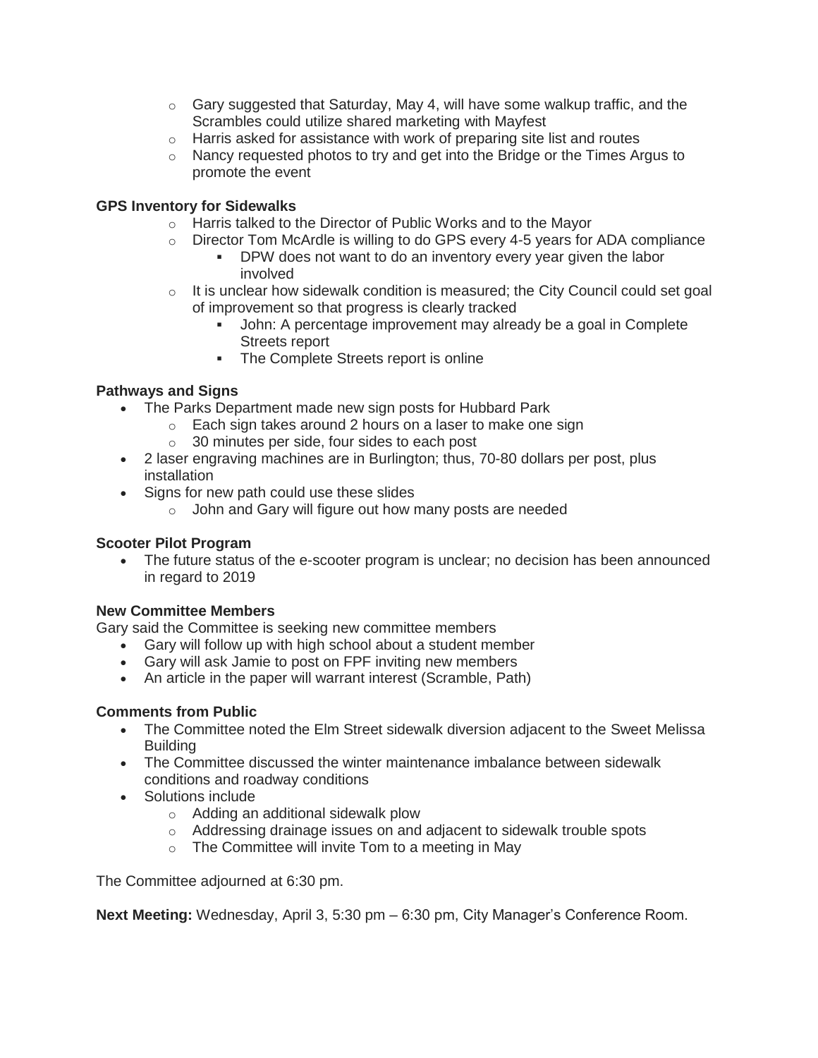- Gary suggested that Saturday, May 4, will have some walkup traffic, and the Scrambles could utilize shared marketing with Mayfest
    - Harris asked for assistance with work of preparing site list and routes
    - Nancy requested photos to try and get into the Bridge or the Times Argus to promote the event

**GPS Inventory for Sidewalks**

- Harris talked to the Director of Public Works and to the Mayor
- Director Tom McArdle is willing to do GPS every 4-5 years for ADA compliance
    - DPW does not want to do an inventory every year given the labor involved
- It is unclear how sidewalk condition is measured; the City Council could set goal of improvement so that progress is clearly tracked
    - John: A percentage improvement may already be a goal in Complete Streets report
    - The Complete Streets report is online

**Pathways and Signs**

- The Parks Department made new sign posts for Hubbard Park
    - Each sign takes around 2 hours on a laser to make one sign
    - 30 minutes per side, four sides to each post
- 2 laser engraving machines are in Burlington; thus, 70-80 dollars per post, plus installation
- Signs for new path could use these slides
    - John and Gary will figure out how many posts are needed

**Scooter Pilot Program**

- The future status of the e-scooter program is unclear; no decision has been announced in regard to 2019

**New Committee Members**

Gary said the Committee is seeking new committee members

- Gary will follow up with high school about a student member
- Gary will ask Jamie to post on FPF inviting new members
- An article in the paper will warrant interest (Scramble, Path)

**Comments from Public**

- The Committee noted the Elm Street sidewalk diversion adjacent to the Sweet Melissa Building
- The Committee discussed the winter maintenance imbalance between sidewalk conditions and roadway conditions
- Solutions include
    - Adding an additional sidewalk plow
    - Addressing drainage issues on and adjacent to sidewalk trouble spots
    - The Committee will invite Tom to a meeting in May

The Committee adjourned at 6:30 pm.

**Next Meeting:** Wednesday, April 3, 5:30 pm – 6:30 pm, City Manager's Conference Room.